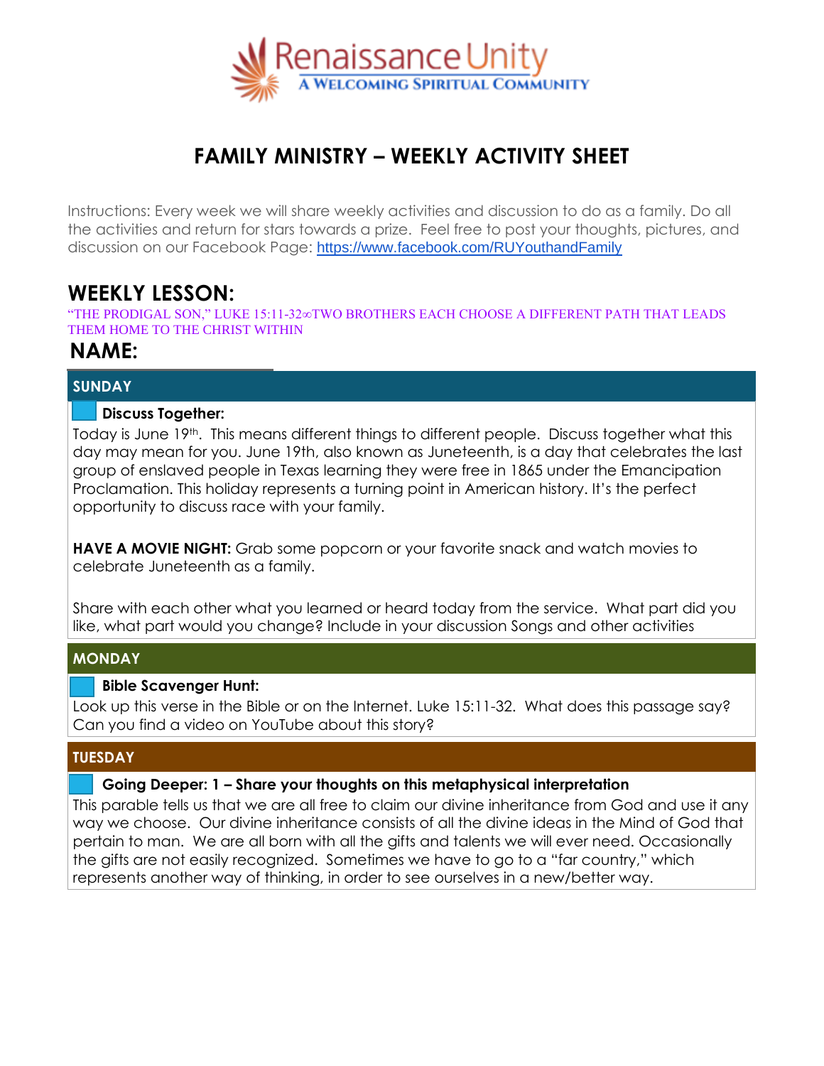Renaissance Unity
A WELCOMING SPIRITUAL COMMUNITY

# FAMILY MINISTRY – WEEKLY ACTIVITY SHEET

Instructions: Every week we will share weekly activities and discussion to do as a family. Do all the activities and return for stars towards a prize. Feel free to post your thoughts, pictures, and discussion on our Facebook Page: https://www.facebook.com/RUYouthandFamily

## WEEKLY LESSON:

"THE PRODIGAL SON," LUKE 15:11-32∞TWO BROTHERS EACH CHOOSE A DIFFERENT PATH THAT LEADS THEM HOME TO THE CHRIST WITHIN

## NAME:

### SUNDAY

**Discuss Together:**

Today is June 19th. This means different things to different people. Discuss together what this day may mean for you. June 19th, also known as Juneteenth, is a day that celebrates the last group of enslaved people in Texas learning they were free in 1865 under the Emancipation Proclamation. This holiday represents a turning point in American history. It's the perfect opportunity to discuss race with your family.

**HAVE A MOVIE NIGHT:** Grab some popcorn or your favorite snack and watch movies to celebrate Juneteenth as a family.

Share with each other what you learned or heard today from the service. What part did you like, what part would you change? Include in your discussion Songs and other activities

### MONDAY

**Bible Scavenger Hunt:**

Look up this verse in the Bible or on the Internet. Luke 15:11-32. What does this passage say? Can you find a video on YouTube about this story?

### TUESDAY

**Going Deeper: 1 – Share your thoughts on this metaphysical interpretation**

This parable tells us that we are all free to claim our divine inheritance from God and use it any way we choose. Our divine inheritance consists of all the divine ideas in the Mind of God that pertain to man. We are all born with all the gifts and talents we will ever need. Occasionally the gifts are not easily recognized. Sometimes we have to go to a "far country," which represents another way of thinking, in order to see ourselves in a new/better way.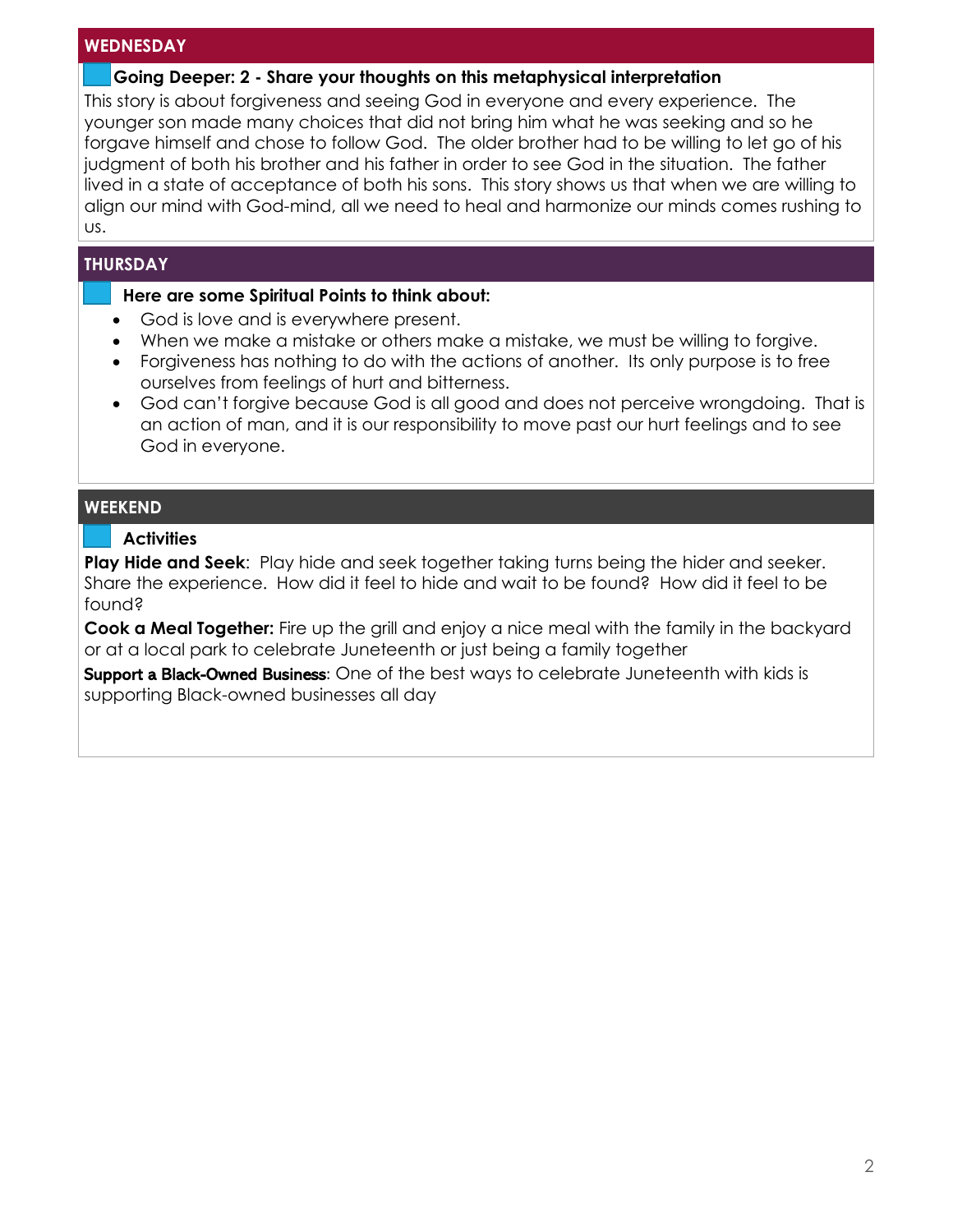## WEDNESDAY

**Going Deeper: 2 - Share your thoughts on this metaphysical interpretation**

This story is about forgiveness and seeing God in everyone and every experience. The younger son made many choices that did not bring him what he was seeking and so he forgave himself and chose to follow God. The older brother had to be willing to let go of his judgment of both his brother and his father in order to see God in the situation. The father lived in a state of acceptance of both his sons. This story shows us that when we are willing to align our mind with God-mind, all we need to heal and harmonize our minds comes rushing to us.

## THURSDAY

**Here are some Spiritual Points to think about:**

- God is love and is everywhere present.
- When we make a mistake or others make a mistake, we must be willing to forgive.
- Forgiveness has nothing to do with the actions of another. Its only purpose is to free ourselves from feelings of hurt and bitterness.
- God can't forgive because God is all good and does not perceive wrongdoing. That is an action of man, and it is our responsibility to move past our hurt feelings and to see God in everyone.

## WEEKEND

**Activities**

**Play Hide and Seek**: Play hide and seek together taking turns being the hider and seeker. Share the experience. How did it feel to hide and wait to be found? How did it feel to be found?

**Cook a Meal Together:** Fire up the grill and enjoy a nice meal with the family in the backyard or at a local park to celebrate Juneteenth or just being a family together

**Support a Black-Owned Business**: One of the best ways to celebrate Juneteenth with kids is supporting Black-owned businesses all day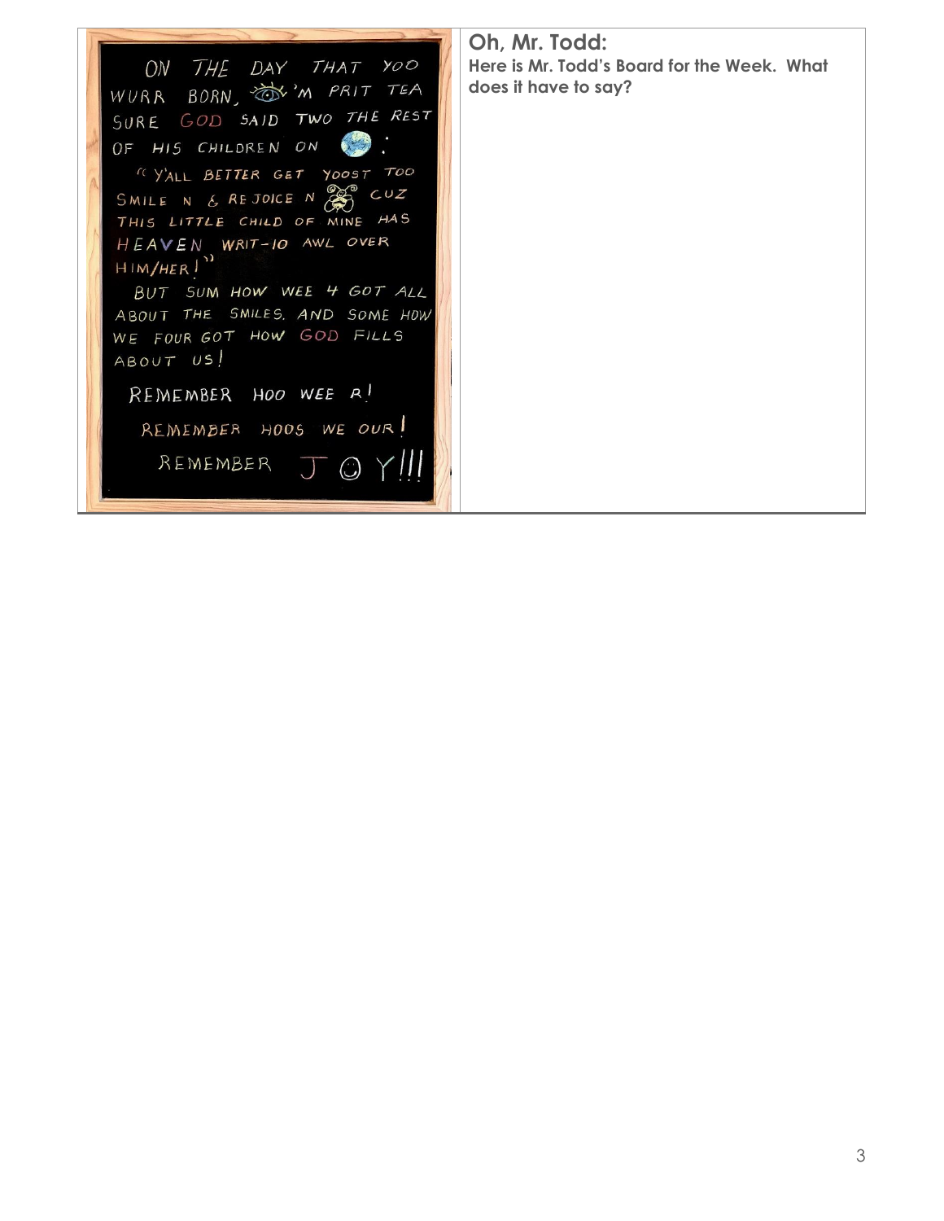## Oh, Mr. Todd:

**Here is Mr. Todd's Board for the Week. What does it have to say?**

ON THE DAY THAT YOO WURR BORN, 'M PRIT TEA SURE GOD SAID TWO THE REST OF HIS CHILDREN ON :

"Y'ALL BETTER GET YOOST TOO SMILE N & REJOICE N CUZ THIS LITTLE CHILD OF MINE HAS HEAVEN WRIT-10 AWL OVER HIM/HER!"

BUT SUM HOW WEE 4 GOT ALL ABOUT THE SMILES. AND SOME HOW WE FOUR GOT HOW GOD FILLS ABOUT US!

REMEMBER HOO WEE R!

REMEMBER HOOS WE OUR!

REMEMBER J☺Y!!!